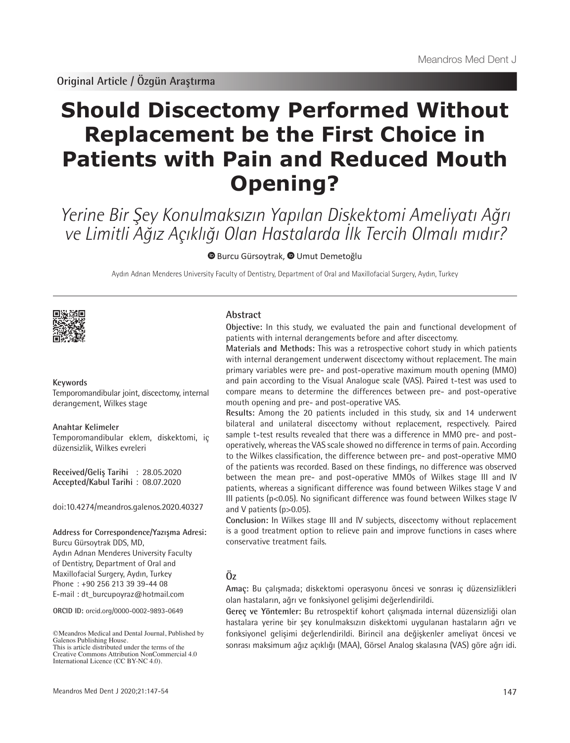Original Article / Özgün Araştırma

# Should Discectomy Performed Without Replacement be the First Choice in Patients with Pain and Reduced Mouth Opening?

*Yerine Bir Şey Konulmaksızın Yapılan Diskektomi Ameliyatı Ağrı ve Limitli Ağız Açıklığı Olan Hastalarda İlk Tercih Olmalı mıdır?*

Burcu Gürsoytrak, Umut Demetoğlu

Aydın Adnan Menderes University Faculty of Dentistry, Department of Oral and Maxillofacial Surgery, Aydın, Turkey

**Keywords**

Temporomandibular joint, discectomy, internal derangement, Wilkes stage

**Anahtar Kelimeler**

Temporomandibular eklem, diskektomi, iç düzensizlik, Wilkes evreleri

**Received/Geliş Tarihi** : 28.05.2020
**Accepted/Kabul Tarihi** : 08.07.2020

doi:10.4274/meandros.galenos.2020.40327

**Address for Correspondence/Yazışma Adresi:**
Burcu Gürsoytrak DDS, MD,
Aydın Adnan Menderes University Faculty of Dentistry, Department of Oral and Maxillofacial Surgery, Aydın, Turkey
Phone : +90 256 213 39 39-44 08
E-mail : dt_burcupoyraz@hotmail.com

**ORCID ID:** orcid.org/0000-0002-9893-0649

©Meandros Medical and Dental Journal, Published by Galenos Publishing House.
This is article distributed under the terms of the Creative Commons Attribution NonCommercial 4.0 International Licence (CC BY-NC 4.0).

## Abstract

**Objective:** In this study, we evaluated the pain and functional development of patients with internal derangements before and after discectomy.

**Materials and Methods:** This was a retrospective cohort study in which patients with internal derangement underwent discectomy without replacement. The main primary variables were pre- and post-operative maximum mouth opening (MMO) and pain according to the Visual Analogue scale (VAS). Paired t-test was used to compare means to determine the differences between pre- and post-operative mouth opening and pre- and post-operative VAS.

**Results:** Among the 20 patients included in this study, six and 14 underwent bilateral and unilateral discectomy without replacement, respectively. Paired sample t-test results revealed that there was a difference in MMO pre- and post-operatively, whereas the VAS scale showed no difference in terms of pain. According to the Wilkes classification, the difference between pre- and post-operative MMO of the patients was recorded. Based on these findings, no difference was observed between the mean pre- and post-operative MMOs of Wilkes stage III and IV patients, whereas a significant difference was found between Wilkes stage V and III patients ($p<0.05$). No significant difference was found between Wilkes stage IV and V patients ($p>0.05$).

**Conclusion:** In Wilkes stage III and IV subjects, discectomy without replacement is a good treatment option to relieve pain and improve functions in cases where conservative treatment fails.

## Öz

**Amaç:** Bu çalışmada; diskektomi operasyonu öncesi ve sonrası iç düzensizlikleri olan hastaların, ağrı ve fonksiyonel gelişimi değerlendirildi.

**Gereç ve Yöntemler:** Bu retrospektif kohort çalışmada internal düzensizliği olan hastalara yerine bir şey konulmaksızın diskektomi uygulanan hastaların ağrı ve fonksiyonel gelişimi değerlendirildi. Birincil ana değişkenler ameliyat öncesi ve sonrası maksimum ağız açıklığı (MAA), Görsel Analog skalasına (VAS) göre ağrı idi.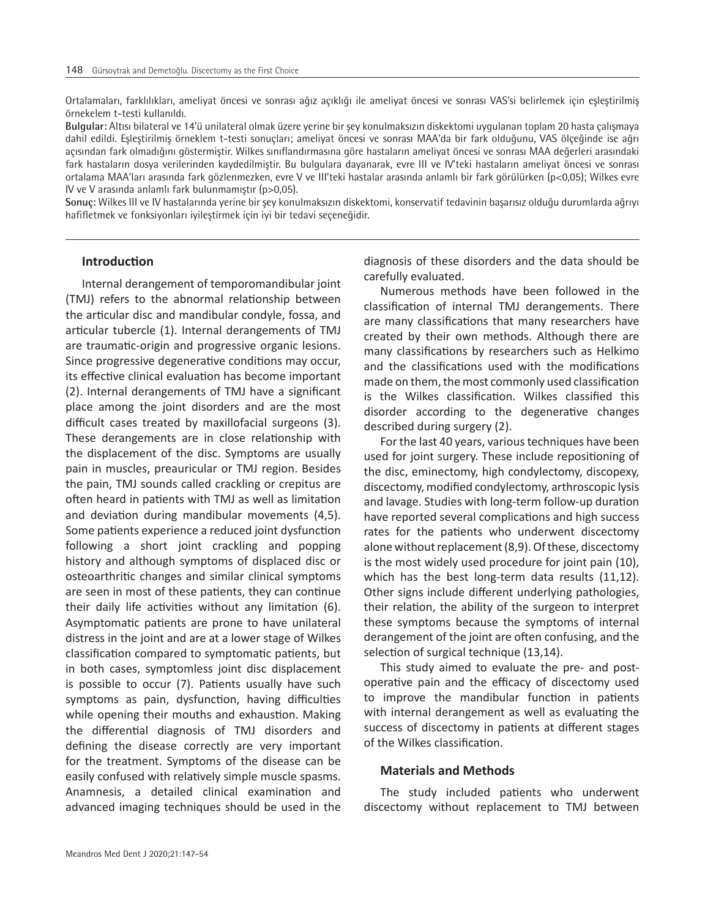Ortalamaları, farklılıkları, ameliyat öncesi ve sonrası ağız açıklığı ile ameliyat öncesi ve sonrası VAS'si belirlemek için eşleştirilmiş örnekelem t-testi kullanıldı.

**Bulgular:** Altısı bilateral ve 14'ü unilateral olmak üzere yerine bir şey konulmaksızın diskektomi uygulanan toplam 20 hasta çalışmaya dahil edildi. Eşleştirilmiş örneklem t-testi sonuçları; ameliyat öncesi ve sonrası MAA'da bir fark olduğunu, VAS ölçeğinde ise ağrı açısından fark olmadığını göstermiştir. Wilkes sınıflandırmasına göre hastaların ameliyat öncesi ve sonrası MAA değerleri arasındaki fark hastaların dosya verilerinden kaydedilmiştir. Bu bulgulara dayanarak, evre III ve IV'teki hastaların ameliyat öncesi ve sonrası ortalama MAA'ları arasında fark gözlenmezken, evre V ve III'teki hastalar arasında anlamlı bir fark görülürken ($p<0,05$); Wilkes evre IV ve V arasında anlamlı fark bulunmamıştır ($p>0,05$).

**Sonuç:** Wilkes III ve IV hastalarında yerine bir şey konulmaksızın diskektomi, konservatif tedavinin başarısız olduğu durumlarda ağrıyı hafifletmek ve fonksiyonları iyileştirmek için iyi bir tedavi seçeneğidir.

## Introduction

Internal derangement of temporomandibular joint (TMJ) refers to the abnormal relationship between the articular disc and mandibular condyle, fossa, and articular tubercle (1). Internal derangements of TMJ are traumatic-origin and progressive organic lesions. Since progressive degenerative conditions may occur, its effective clinical evaluation has become important (2). Internal derangements of TMJ have a significant place among the joint disorders and are the most difficult cases treated by maxillofacial surgeons (3). These derangements are in close relationship with the displacement of the disc. Symptoms are usually pain in muscles, preauricular or TMJ region. Besides the pain, TMJ sounds called crackling or crepitus are often heard in patients with TMJ as well as limitation and deviation during mandibular movements (4,5). Some patients experience a reduced joint dysfunction following a short joint crackling and popping history and although symptoms of displaced disc or osteoarthritic changes and similar clinical symptoms are seen in most of these patients, they can continue their daily life activities without any limitation (6). Asymptomatic patients are prone to have unilateral distress in the joint and are at a lower stage of Wilkes classification compared to symptomatic patients, but in both cases, symptomless joint disc displacement is possible to occur (7). Patients usually have such symptoms as pain, dysfunction, having difficulties while opening their mouths and exhaustion. Making the differential diagnosis of TMJ disorders and defining the disease correctly are very important for the treatment. Symptoms of the disease can be easily confused with relatively simple muscle spasms. Anamnesis, a detailed clinical examination and advanced imaging techniques should be used in the diagnosis of these disorders and the data should be carefully evaluated.

Numerous methods have been followed in the classification of internal TMJ derangements. There are many classifications that many researchers have created by their own methods. Although there are many classifications by researchers such as Helkimo and the classifications used with the modifications made on them, the most commonly used classification is the Wilkes classification. Wilkes classified this disorder according to the degenerative changes described during surgery (2).

For the last 40 years, various techniques have been used for joint surgery. These include repositioning of the disc, eminectomy, high condylectomy, discopexy, discectomy, modified condylectomy, arthroscopic lysis and lavage. Studies with long-term follow-up duration have reported several complications and high success rates for the patients who underwent discectomy alone without replacement (8,9). Of these, discectomy is the most widely used procedure for joint pain (10), which has the best long-term data results (11,12). Other signs include different underlying pathologies, their relation, the ability of the surgeon to interpret these symptoms because the symptoms of internal derangement of the joint are often confusing, and the selection of surgical technique (13,14).

This study aimed to evaluate the pre- and post-operative pain and the efficacy of discectomy used to improve the mandibular function in patients with internal derangement as well as evaluating the success of discectomy in patients at different stages of the Wilkes classification.

## Materials and Methods

The study included patients who underwent discectomy without replacement to TMJ between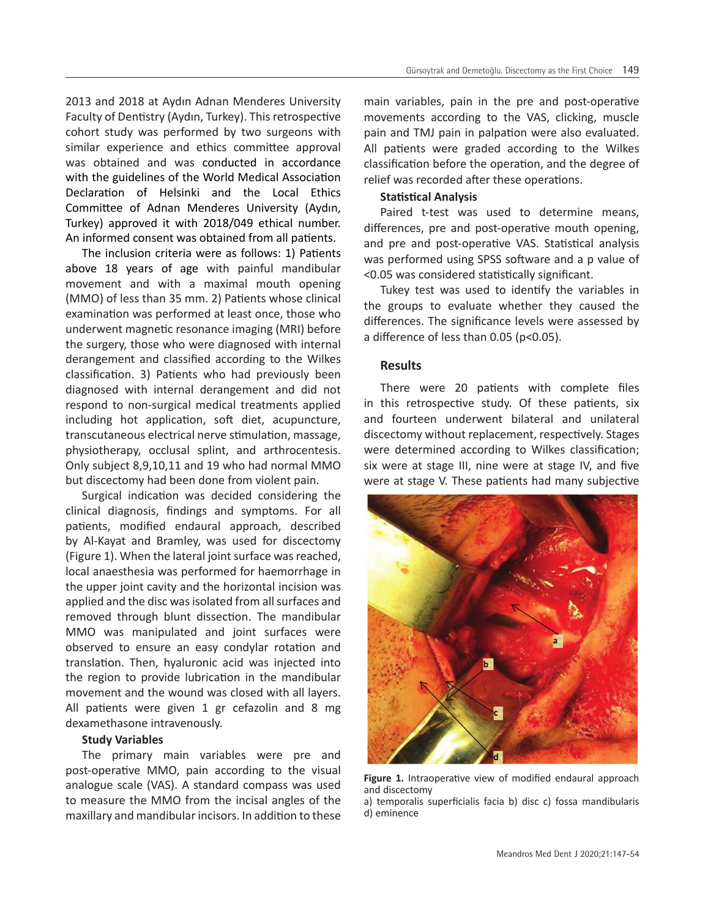2013 and 2018 at Aydın Adnan Menderes University Faculty of Dentistry (Aydın, Turkey). This retrospective cohort study was performed by two surgeons with similar experience and ethics committee approval was obtained and was conducted in accordance with the guidelines of the World Medical Association Declaration of Helsinki and the Local Ethics Committee of Adnan Menderes University (Aydın, Turkey) approved it with 2018/049 ethical number. An informed consent was obtained from all patients.

The inclusion criteria were as follows: 1) Patients above 18 years of age with painful mandibular movement and with a maximal mouth opening (MMO) of less than 35 mm. 2) Patients whose clinical examination was performed at least once, those who underwent magnetic resonance imaging (MRI) before the surgery, those who were diagnosed with internal derangement and classified according to the Wilkes classification. 3) Patients who had previously been diagnosed with internal derangement and did not respond to non-surgical medical treatments applied including hot application, soft diet, acupuncture, transcutaneous electrical nerve stimulation, massage, physiotherapy, occlusal splint, and arthrocentesis. Only subject 8,9,10,11 and 19 who had normal MMO but discectomy had been done from violent pain.

Surgical indication was decided considering the clinical diagnosis, findings and symptoms. For all patients, modified endaural approach, described by Al-Kayat and Bramley, was used for discectomy (Figure 1). When the lateral joint surface was reached, local anaesthesia was performed for haemorrhage in the upper joint cavity and the horizontal incision was applied and the disc was isolated from all surfaces and removed through blunt dissection. The mandibular MMO was manipulated and joint surfaces were observed to ensure an easy condylar rotation and translation. Then, hyaluronic acid was injected into the region to provide lubrication in the mandibular movement and the wound was closed with all layers. All patients were given 1 gr cefazolin and 8 mg dexamethasone intravenously.

### Study Variables

The primary main variables were pre and post-operative MMO, pain according to the visual analogue scale (VAS). A standard compass was used to measure the MMO from the incisal angles of the maxillary and mandibular incisors. In addition to these main variables, pain in the pre and post-operative movements according to the VAS, clicking, muscle pain and TMJ pain in palpation were also evaluated. All patients were graded according to the Wilkes classification before the operation, and the degree of relief was recorded after these operations.

### Statistical Analysis

Paired t-test was used to determine means, differences, pre and post-operative mouth opening, and pre and post-operative VAS. Statistical analysis was performed using SPSS software and a p value of <0.05 was considered statistically significant.

Tukey test was used to identify the variables in the groups to evaluate whether they caused the differences. The significance levels were assessed by a difference of less than 0.05 ($p<0.05$).

## Results

There were 20 patients with complete files in this retrospective study. Of these patients, six and fourteen underwent bilateral and unilateral discectomy without replacement, respectively. Stages were determined according to Wilkes classification; six were at stage III, nine were at stage IV, and five were at stage V. These patients had many subjective

**Figure 1.** Intraoperative view of modified endaural approach and discectomy
a) temporalis superficialis facia b) disc c) fossa mandibularis d) eminence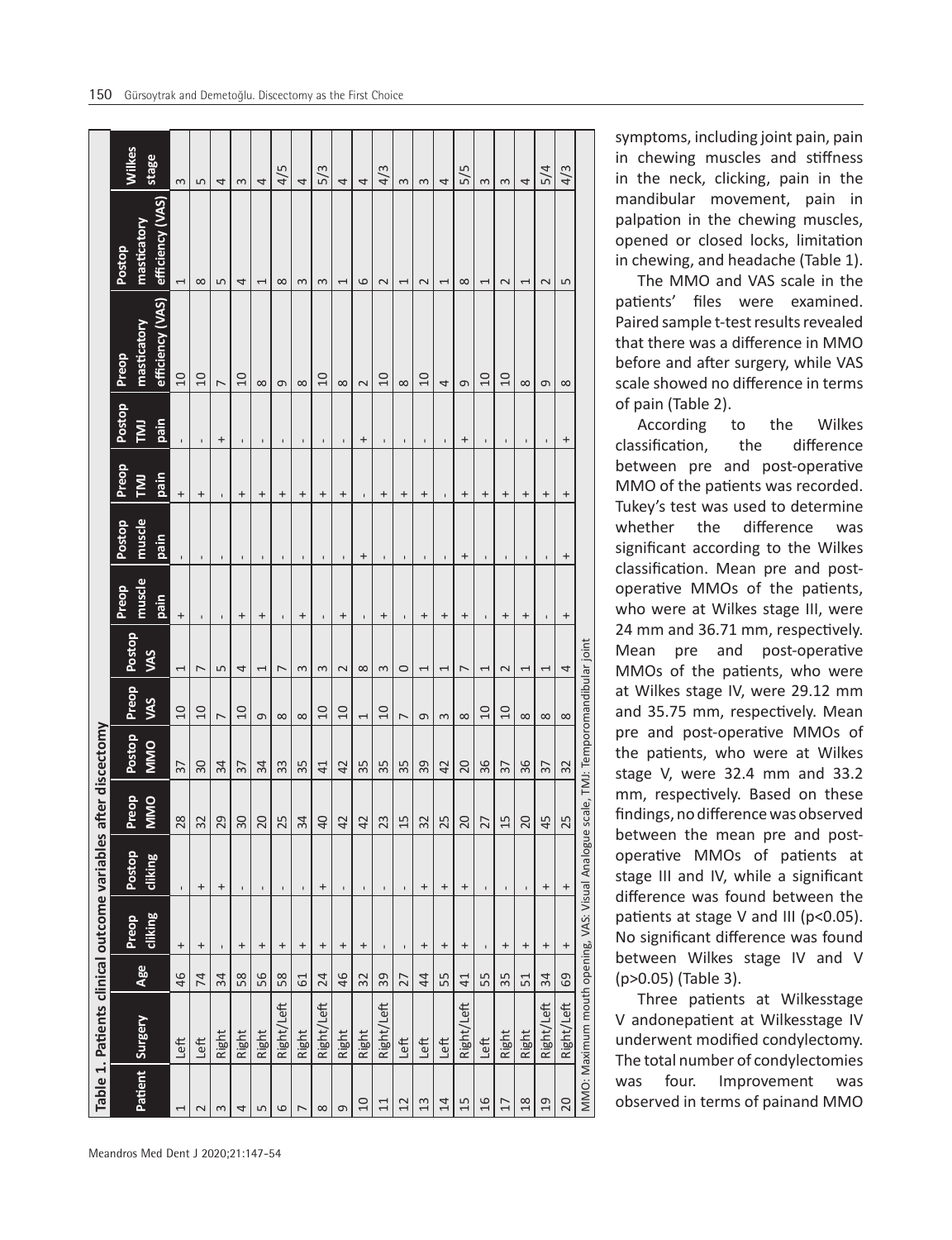**Table 1. Patients clinical outcome variables after discectomy**

| Patient | Surgery | Age | Preop cliking | Postop cliking | Preop MMO | Postop MMO | Preop VAS | Postop VAS | Preop muscle pain | Postop muscle pain | Preop TMJ pain | Postop TMJ pain | Preop masticatory efficiency (VAS) | Postop masticatory efficiency (VAS) | Wilkes stage |
|---|---|---|---|---|---|---|---|---|---|---|---|---|---|---|---|
| 1 | Left | 46 | + | - | 28 | 37 | 10 | 1 | + | - | + | - | 10 | 1 | 3 |
| 2 | Left | 74 | + | + | 32 | 30 | 10 | 7 | - | - | + | - | 10 | 8 | 5 |
| 3 | Right | 34 | - | + | 29 | 34 | 7 | 5 | - | - | - | + | 7 | 5 | 4 |
| 4 | Right | 58 | + | - | 30 | 37 | 10 | 4 | + | - | + | - | 10 | 4 | 3 |
| 5 | Right | 56 | + | - | 20 | 34 | 9 | 1 | + | - | + | - | 8 | 1 | 4 |
| 6 | Right/Left | 58 | + | - | 25 | 33 | 8 | 7 | - | - | + | - | 9 | 8 | 4/5 |
| 7 | Right | 61 | + | - | 34 | 35 | 8 | 3 | + | - | + | - | 8 | 3 | 4 |
| 8 | Right/Left | 24 | + | + | 40 | 41 | 10 | 3 | - | - | + | - | 10 | 3 | 5/3 |
| 9 | Right | 46 | + | - | 42 | 42 | 10 | 2 | + | - | + | - | 8 | 1 | 4 |
| 10 | Right | 32 | + | - | 42 | 35 | 1 | 8 | - | + | - | + | 2 | 6 | 4 |
| 11 | Right/Left | 39 | - | - | 23 | 35 | 10 | 3 | + | - | + | - | 10 | 2 | 4/3 |
| 12 | Left | 27 | - | - | 15 | 35 | 7 | 0 | - | - | + | - | 8 | 1 | 3 |
| 13 | Left | 44 | + | + | 32 | 39 | 9 | 1 | + | - | + | - | 10 | 2 | 3 |
| 14 | Left | 55 | + | + | 25 | 42 | 3 | 1 | + | - | - | - | 4 | 1 | 4 |
| 15 | Right/Left | 41 | + | + | 20 | 20 | 8 | 7 | + | + | + | + | 9 | 8 | 5/5 |
| 16 | Left | 55 | - | - | 27 | 36 | 10 | 1 | - | - | + | - | 10 | 1 | 3 |
| 17 | Right | 35 | + | - | 15 | 37 | 10 | 2 | + | - | + | - | 10 | 2 | 3 |
| 18 | Right | 51 | + | - | 20 | 36 | 8 | 1 | + | - | + | - | 8 | 1 | 4 |
| 19 | Right/Left | 34 | + | + | 45 | 37 | 8 | 1 | - | - | + | - | 9 | 2 | 5/4 |
| 20 | Right/Left | 69 | + | + | 25 | 32 | 8 | 4 | + | + | + | + | 8 | 5 | 4/3 |

MMO: Maximum mouth opening, VAS: Visual Analogue scale, TMJ: Temporomandibular joint

symptoms, including joint pain, pain in chewing muscles and stiffness in the neck, clicking, pain in the mandibular movement, pain in palpation in the chewing muscles, opened or closed locks, limitation in chewing, and headache (Table 1).

The MMO and VAS scale in the patients' files were examined. Paired sample t-test results revealed that there was a difference in MMO before and after surgery, while VAS scale showed no difference in terms of pain (Table 2).

According to the Wilkes classification, the difference between pre and post-operative MMO of the patients was recorded. Tukey's test was used to determine whether the difference was significant according to the Wilkes classification. Mean pre and post-operative MMOs of the patients, who were at Wilkes stage III, were 24 mm and 36.71 mm, respectively. Mean pre and post-operative MMOs of the patients, who were at Wilkes stage IV, were 29.12 mm and 35.75 mm, respectively. Mean pre and post-operative MMOs of the patients, who were at Wilkes stage V, were 32.4 mm and 33.2 mm, respectively. Based on these findings, no difference was observed between the mean pre and post-operative MMOs of patients at stage III and IV, while a significant difference was found between the patients at stage V and III ($p<0.05$). No significant difference was found between Wilkes stage IV and V ($p>0.05$) (Table 3).

Three patients at Wilkesstage V andonepatient at Wilkesstage IV underwent modified condylectomy. The total number of condylectomies was four. Improvement was observed in terms of painand MMO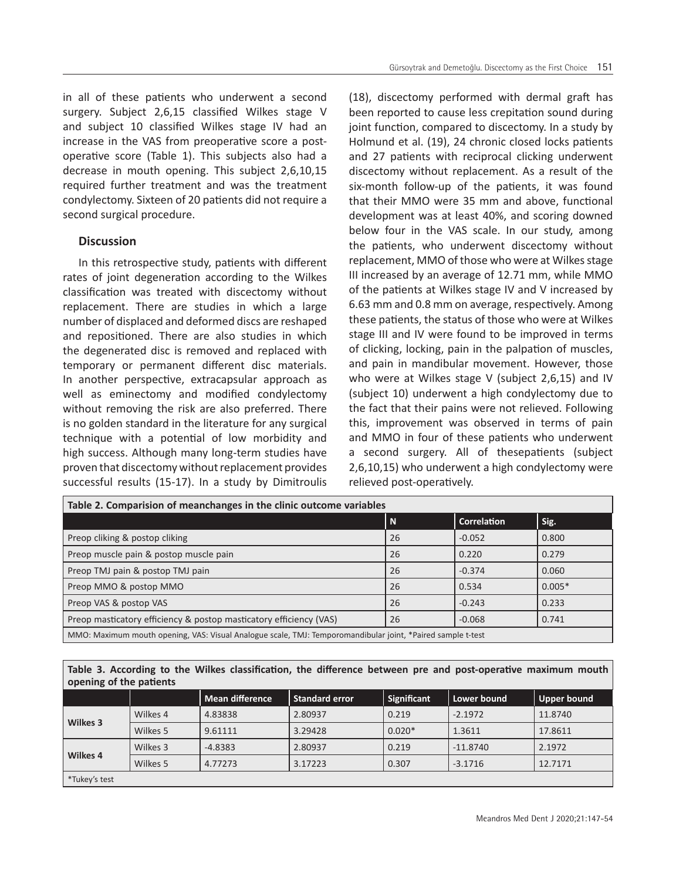in all of these patients who underwent a second surgery. Subject 2,6,15 classified Wilkes stage V and subject 10 classified Wilkes stage IV had an increase in the VAS from preoperative score a post-operative score (Table 1). This subjects also had a decrease in mouth opening. This subject 2,6,10,15 required further treatment and was the treatment condylectomy. Sixteen of 20 patients did not require a second surgical procedure.

## Discussion

In this retrospective study, patients with different rates of joint degeneration according to the Wilkes classification was treated with discectomy without replacement. There are studies in which a large number of displaced and deformed discs are reshaped and repositioned. There are also studies in which the degenerated disc is removed and replaced with temporary or permanent different disc materials. In another perspective, extracapsular approach as well as eminectomy and modified condylectomy without removing the risk are also preferred. There is no golden standard in the literature for any surgical technique with a potential of low morbidity and high success. Although many long-term studies have proven that discectomy without replacement provides successful results (15-17). In a study by Dimitroulis (18), discectomy performed with dermal graft has been reported to cause less crepitation sound during joint function, compared to discectomy. In a study by Holmund et al. (19), 24 chronic closed locks patients and 27 patients with reciprocal clicking underwent discectomy without replacement. As a result of the six-month follow-up of the patients, it was found that their MMO were 35 mm and above, functional development was at least 40%, and scoring downed below four in the VAS scale. In our study, among the patients, who underwent discectomy without replacement, MMO of those who were at Wilkes stage III increased by an average of 12.71 mm, while MMO of the patients at Wilkes stage IV and V increased by 6.63 mm and 0.8 mm on average, respectively. Among these patients, the status of those who were at Wilkes stage III and IV were found to be improved in terms of clicking, locking, pain in the palpation of muscles, and pain in mandibular movement. However, those who were at Wilkes stage V (subject 2,6,15) and IV (subject 10) underwent a high condylectomy due to the fact that their pains were not relieved. Following this, improvement was observed in terms of pain and MMO in four of these patients who underwent a second surgery. All of thesepatients (subject 2,6,10,15) who underwent a high condylectomy were relieved post-operatively.

**Table 2. Comparision of meanchanges in the clinic outcome variables**

| | N | Correlation | Sig. |
|---|---|---|---|
| Preop cliking & postop cliking | 26 | -0.052 | 0.800 |
| Preop muscle pain & postop muscle pain | 26 | 0.220 | 0.279 |
| Preop TMJ pain & postop TMJ pain | 26 | -0.374 | 0.060 |
| Preop MMO & postop MMO | 26 | 0.534 | 0.005* |
| Preop VAS & postop VAS | 26 | -0.243 | 0.233 |
| Preop masticatory efficiency & postop masticatory efficiency (VAS) | 26 | -0.068 | 0.741 |

MMO: Maximum mouth opening, VAS: Visual Analogue scale, TMJ: Temporomandibular joint, *Paired sample t-test

**Table 3. According to the Wilkes classification, the difference between pre and post-operative maximum mouth opening of the patients**

| | | Mean difference | Standard error | Significant | Lower bound | Upper bound |
|---|---|---|---|---|---|---|
| **Wilkes 3** | Wilkes 4 | 4.83838 | 2.80937 | 0.219 | -2.1972 | 11.8740 |
| | Wilkes 5 | 9.61111 | 3.29428 | 0.020* | 1.3611 | 17.8611 |
| **Wilkes 4** | Wilkes 3 | -4.8383 | 2.80937 | 0.219 | -11.8740 | 2.1972 |
| | Wilkes 5 | 4.77273 | 3.17223 | 0.307 | -3.1716 | 12.7171 |

*Tukey's test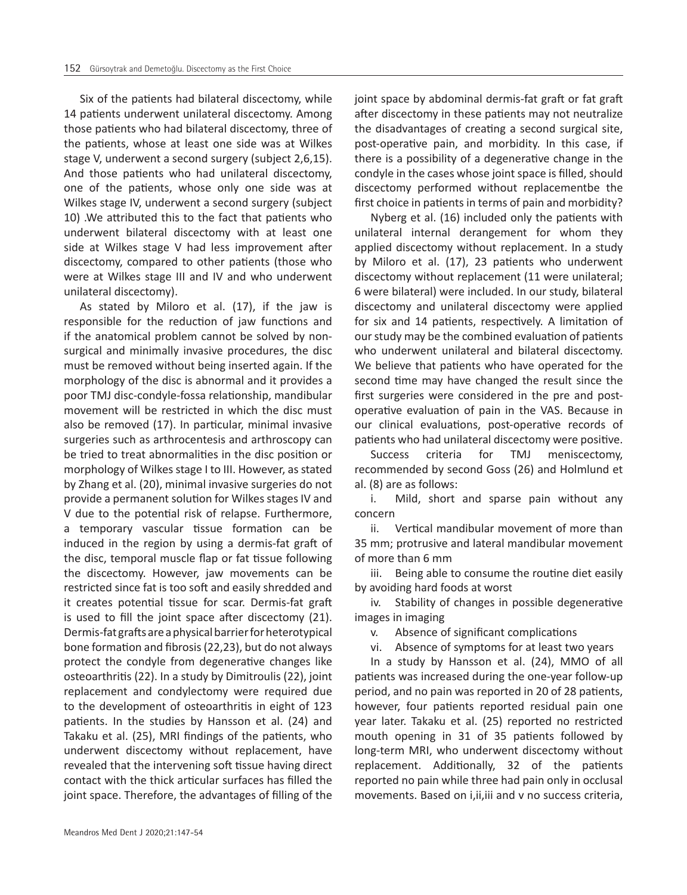Six of the patients had bilateral discectomy, while 14 patients underwent unilateral discectomy. Among those patients who had bilateral discectomy, three of the patients, whose at least one side was at Wilkes stage V, underwent a second surgery (subject 2,6,15). And those patients who had unilateral discectomy, one of the patients, whose only one side was at Wilkes stage IV, underwent a second surgery (subject 10) .We attributed this to the fact that patients who underwent bilateral discectomy with at least one side at Wilkes stage V had less improvement after discectomy, compared to other patients (those who were at Wilkes stage III and IV and who underwent unilateral discectomy).

As stated by Miloro et al. (17), if the jaw is responsible for the reduction of jaw functions and if the anatomical problem cannot be solved by non-surgical and minimally invasive procedures, the disc must be removed without being inserted again. If the morphology of the disc is abnormal and it provides a poor TMJ disc-condyle-fossa relationship, mandibular movement will be restricted in which the disc must also be removed (17). In particular, minimal invasive surgeries such as arthrocentesis and arthroscopy can be tried to treat abnormalities in the disc position or morphology of Wilkes stage I to III. However, as stated by Zhang et al. (20), minimal invasive surgeries do not provide a permanent solution for Wilkes stages IV and V due to the potential risk of relapse. Furthermore, a temporary vascular tissue formation can be induced in the region by using a dermis-fat graft of the disc, temporal muscle flap or fat tissue following the discectomy. However, jaw movements can be restricted since fat is too soft and easily shredded and it creates potential tissue for scar. Dermis-fat graft is used to fill the joint space after discectomy (21). Dermis-fat grafts are a physical barrier for heterotypical bone formation and fibrosis (22,23), but do not always protect the condyle from degenerative changes like osteoarthritis (22). In a study by Dimitroulis (22), joint replacement and condylectomy were required due to the development of osteoarthritis in eight of 123 patients. In the studies by Hansson et al. (24) and Takaku et al. (25), MRI findings of the patients, who underwent discectomy without replacement, have revealed that the intervening soft tissue having direct contact with the thick articular surfaces has filled the joint space. Therefore, the advantages of filling of the joint space by abdominal dermis-fat graft or fat graft after discectomy in these patients may not neutralize the disadvantages of creating a second surgical site, post-operative pain, and morbidity. In this case, if there is a possibility of a degenerative change in the condyle in the cases whose joint space is filled, should discectomy performed without replacementbe the first choice in patients in terms of pain and morbidity?

Nyberg et al. (16) included only the patients with unilateral internal derangement for whom they applied discectomy without replacement. In a study by Miloro et al. (17), 23 patients who underwent discectomy without replacement (11 were unilateral; 6 were bilateral) were included. In our study, bilateral discectomy and unilateral discectomy were applied for six and 14 patients, respectively. A limitation of our study may be the combined evaluation of patients who underwent unilateral and bilateral discectomy. We believe that patients who have operated for the second time may have changed the result since the first surgeries were considered in the pre and post-operative evaluation of pain in the VAS. Because in our clinical evaluations, post-operative records of patients who had unilateral discectomy were positive.

Success criteria for TMJ meniscectomy, recommended by second Goss (26) and Holmlund et al. (8) are as follows:

i. Mild, short and sparse pain without any concern

ii. Vertical mandibular movement of more than 35 mm; protrusive and lateral mandibular movement of more than 6 mm

iii. Being able to consume the routine diet easily by avoiding hard foods at worst

iv. Stability of changes in possible degenerative images in imaging

v. Absence of significant complications

vi. Absence of symptoms for at least two years

In a study by Hansson et al. (24), MMO of all patients was increased during the one-year follow-up period, and no pain was reported in 20 of 28 patients, however, four patients reported residual pain one year later. Takaku et al. (25) reported no restricted mouth opening in 31 of 35 patients followed by long-term MRI, who underwent discectomy without replacement. Additionally, 32 of the patients reported no pain while three had pain only in occlusal movements. Based on i,ii,iii and v no success criteria,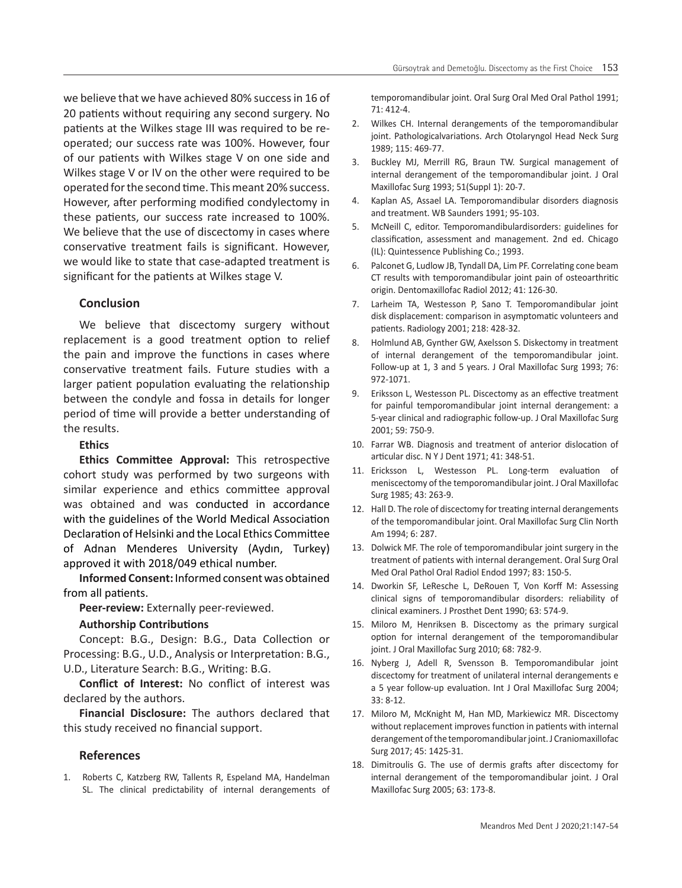we believe that we have achieved 80% success in 16 of 20 patients without requiring any second surgery. No patients at the Wilkes stage III was required to be re-operated; our success rate was 100%. However, four of our patients with Wilkes stage V on one side and Wilkes stage V or IV on the other were required to be operated for the second time. This meant 20% success. However, after performing modified condylectomy in these patients, our success rate increased to 100%. We believe that the use of discectomy in cases where conservative treatment fails is significant. However, we would like to state that case-adapted treatment is significant for the patients at Wilkes stage V.

## Conclusion

We believe that discectomy surgery without replacement is a good treatment option to relief the pain and improve the functions in cases where conservative treatment fails. Future studies with a larger patient population evaluating the relationship between the condyle and fossa in details for longer period of time will provide a better understanding of the results.

**Ethics**

**Ethics Committee Approval:** This retrospective cohort study was performed by two surgeons with similar experience and ethics committee approval was obtained and was conducted in accordance with the guidelines of the World Medical Association Declaration of Helsinki and the Local Ethics Committee of Adnan Menderes University (Aydın, Turkey) approved it with 2018/049 ethical number.

**Informed Consent:** Informed consent was obtained from all patients.

**Peer-review:** Externally peer-reviewed.

**Authorship Contributions**

Concept: B.G., Design: B.G., Data Collection or Processing: B.G., U.D., Analysis or Interpretation: B.G., U.D., Literature Search: B.G., Writing: B.G.

**Conflict of Interest:** No conflict of interest was declared by the authors.

**Financial Disclosure:** The authors declared that this study received no financial support.

## References

1. Roberts C, Katzberg RW, Tallents R, Espeland MA, Handelman SL. The clinical predictability of internal derangements of temporomandibular joint. Oral Surg Oral Med Oral Pathol 1991; 71: 412-4.
2. Wilkes CH. Internal derangements of the temporomandibular joint. Pathologicalvariations. Arch Otolaryngol Head Neck Surg 1989; 115: 469-77.
3. Buckley MJ, Merrill RG, Braun TW. Surgical management of internal derangement of the temporomandibular joint. J Oral Maxillofac Surg 1993; 51(Suppl 1): 20-7.
4. Kaplan AS, Assael LA. Temporomandibular disorders diagnosis and treatment. WB Saunders 1991; 95-103.
5. McNeill C, editor. Temporomandibulardisorders: guidelines for classification, assessment and management. 2nd ed. Chicago (IL): Quintessence Publishing Co.; 1993.
6. Palconet G, Ludlow JB, Tyndall DA, Lim PF. Correlating cone beam CT results with temporomandibular joint pain of osteoarthritic origin. Dentomaxillofac Radiol 2012; 41: 126-30.
7. Larheim TA, Westesson P, Sano T. Temporomandibular joint disk displacement: comparison in asymptomatic volunteers and patients. Radiology 2001; 218: 428-32.
8. Holmlund AB, Gynther GW, Axelsson S. Diskectomy in treatment of internal derangement of the temporomandibular joint. Follow-up at 1, 3 and 5 years. J Oral Maxillofac Surg 1993; 76: 972-1071.
9. Eriksson L, Westesson PL. Discectomy as an effective treatment for painful temporomandibular joint internal derangement: a 5-year clinical and radiographic follow-up. J Oral Maxillofac Surg 2001; 59: 750-9.
10. Farrar WB. Diagnosis and treatment of anterior dislocation of articular disc. N Y J Dent 1971; 41: 348-51.
11. Ericksson L, Westesson PL. Long-term evaluation of meniscectomy of the temporomandibular joint. J Oral Maxillofac Surg 1985; 43: 263-9.
12. Hall D. The role of discectomy for treating internal derangements of the temporomandibular joint. Oral Maxillofac Surg Clin North Am 1994; 6: 287.
13. Dolwick MF. The role of temporomandibular joint surgery in the treatment of patients with internal derangement. Oral Surg Oral Med Oral Pathol Oral Radiol Endod 1997; 83: 150-5.
14. Dworkin SF, LeResche L, DeRouen T, Von Korff M: Assessing clinical signs of temporomandibular disorders: reliability of clinical examiners. J Prosthet Dent 1990; 63: 574-9.
15. Miloro M, Henriksen B. Discectomy as the primary surgical option for internal derangement of the temporomandibular joint. J Oral Maxillofac Surg 2010; 68: 782-9.
16. Nyberg J, Adell R, Svensson B. Temporomandibular joint discectomy for treatment of unilateral internal derangements e a 5 year follow-up evaluation. Int J Oral Maxillofac Surg 2004; 33: 8-12.
17. Miloro M, McKnight M, Han MD, Markiewicz MR. Discectomy without replacement improves function in patients with internal derangement of the temporomandibular joint. J Craniomaxillofac Surg 2017; 45: 1425-31.
18. Dimitroulis G. The use of dermis grafts after discectomy for internal derangement of the temporomandibular joint. J Oral Maxillofac Surg 2005; 63: 173-8.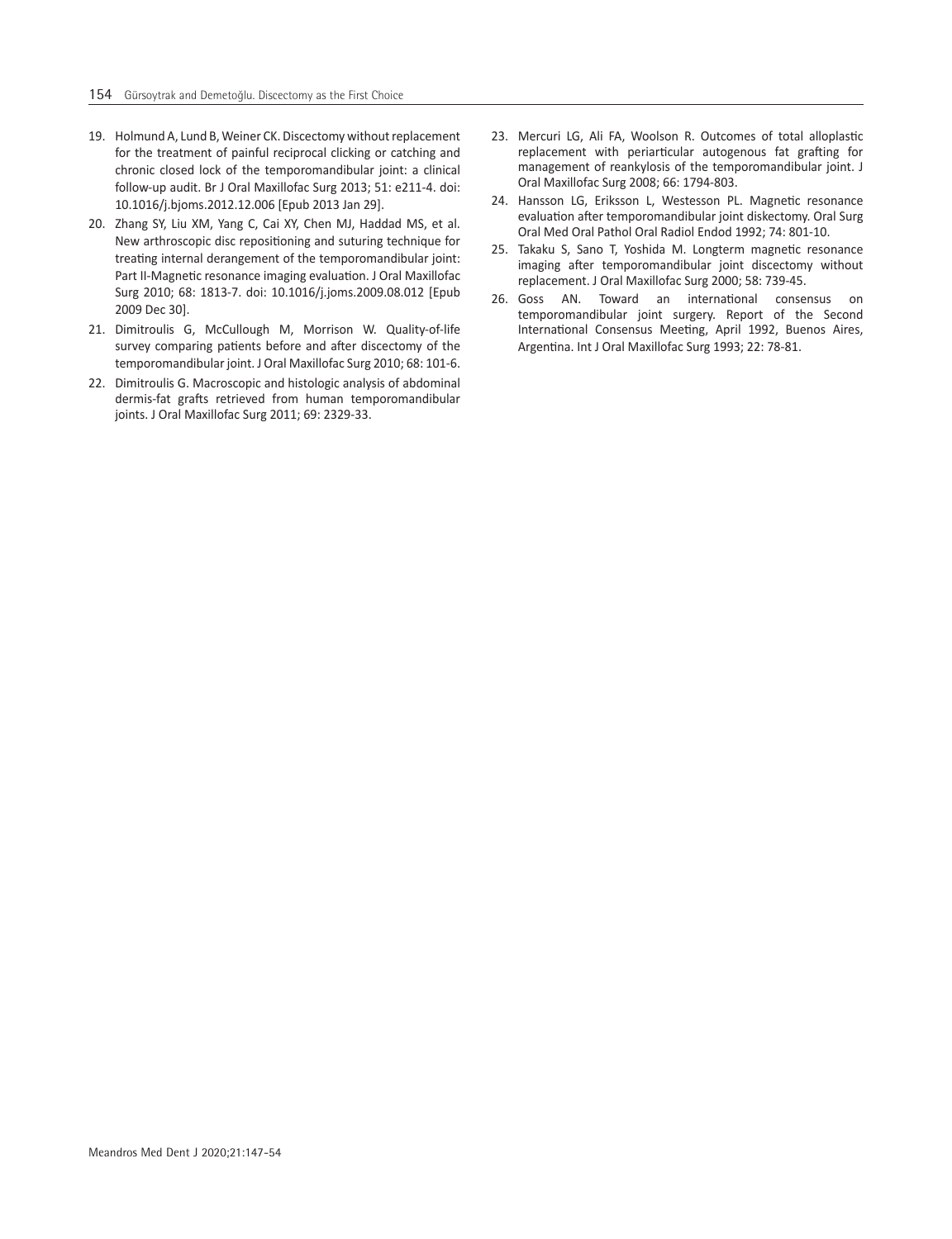19. Holmund A, Lund B, Weiner CK. Discectomy without replacement for the treatment of painful reciprocal clicking or catching and chronic closed lock of the temporomandibular joint: a clinical follow-up audit. Br J Oral Maxillofac Surg 2013; 51: e211-4. doi: 10.1016/j.bjoms.2012.12.006 [Epub 2013 Jan 29].
20. Zhang SY, Liu XM, Yang C, Cai XY, Chen MJ, Haddad MS, et al. New arthroscopic disc repositioning and suturing technique for treating internal derangement of the temporomandibular joint: Part II-Magnetic resonance imaging evaluation. J Oral Maxillofac Surg 2010; 68: 1813-7. doi: 10.1016/j.joms.2009.08.012 [Epub 2009 Dec 30].
21. Dimitroulis G, McCullough M, Morrison W. Quality-of-life survey comparing patients before and after discectomy of the temporomandibular joint. J Oral Maxillofac Surg 2010; 68: 101-6.
22. Dimitroulis G. Macroscopic and histologic analysis of abdominal dermis-fat grafts retrieved from human temporomandibular joints. J Oral Maxillofac Surg 2011; 69: 2329-33.
23. Mercuri LG, Ali FA, Woolson R. Outcomes of total alloplastic replacement with periarticular autogenous fat grafting for management of reankylosis of the temporomandibular joint. J Oral Maxillofac Surg 2008; 66: 1794-803.
24. Hansson LG, Eriksson L, Westesson PL. Magnetic resonance evaluation after temporomandibular joint diskectomy. Oral Surg Oral Med Oral Pathol Oral Radiol Endod 1992; 74: 801-10.
25. Takaku S, Sano T, Yoshida M. Longterm magnetic resonance imaging after temporomandibular joint discectomy without replacement. J Oral Maxillofac Surg 2000; 58: 739-45.
26. Goss AN. Toward an international consensus on temporomandibular joint surgery. Report of the Second International Consensus Meeting, April 1992, Buenos Aires, Argentina. Int J Oral Maxillofac Surg 1993; 22: 78-81.